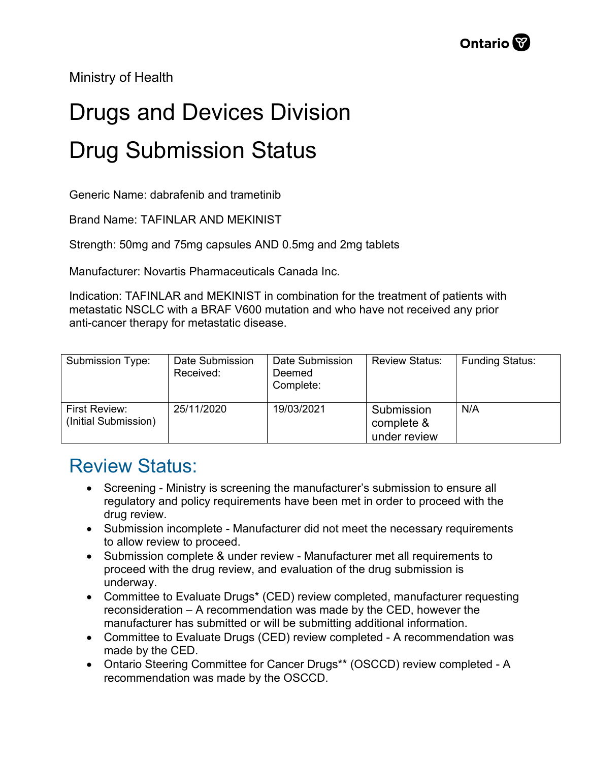Ontario

Ministry of Health

# Drugs and Devices Division

# Drug Submission Status

Generic Name: dabrafenib and trametinib

Brand Name: TAFINLAR AND MEKINIST

Strength: 50mg and 75mg capsules AND 0.5mg and 2mg tablets

Manufacturer: Novartis Pharmaceuticals Canada Inc.

Indication: TAFINLAR and MEKINIST in combination for the treatment of patients with metastatic NSCLC with a BRAF V600 mutation and who have not received any prior anti-cancer therapy for metastatic disease.

| Submission Type: | Date Submission Received: | Date Submission Deemed Complete: | Review Status: | Funding Status: |
|---|---|---|---|---|
| First Review: (Initial Submission) | 25/11/2020 | 19/03/2021 | Submission complete & under review | N/A |

## Review Status:

- Screening - Ministry is screening the manufacturer's submission to ensure all regulatory and policy requirements have been met in order to proceed with the drug review.
- Submission incomplete - Manufacturer did not meet the necessary requirements to allow review to proceed.
- Submission complete & under review - Manufacturer met all requirements to proceed with the drug review, and evaluation of the drug submission is underway.
- Committee to Evaluate Drugs* (CED) review completed, manufacturer requesting reconsideration – A recommendation was made by the CED, however the manufacturer has submitted or will be submitting additional information.
- Committee to Evaluate Drugs (CED) review completed - A recommendation was made by the CED.
- Ontario Steering Committee for Cancer Drugs** (OSCCD) review completed - A recommendation was made by the OSCCD.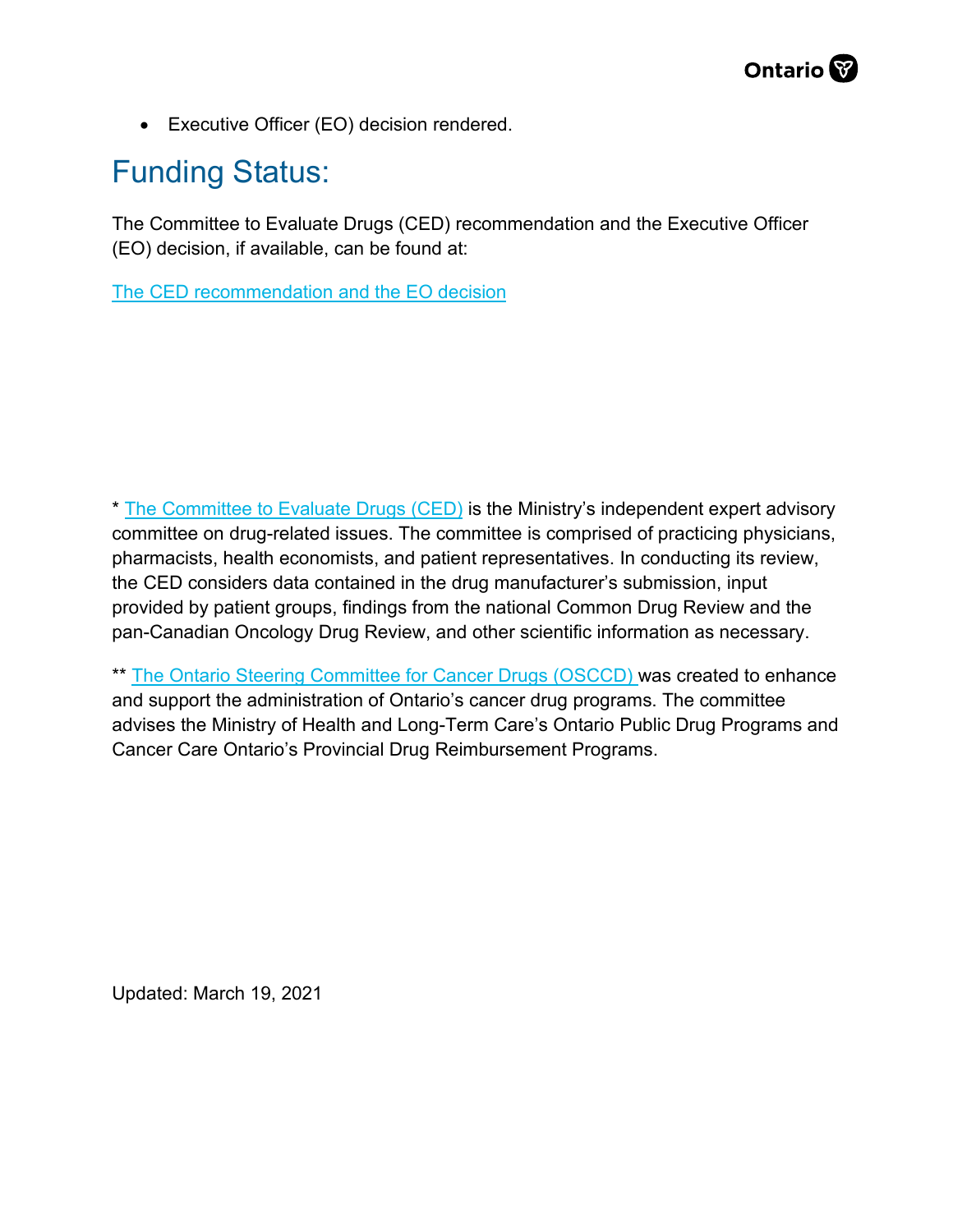- Executive Officer (EO) decision rendered.

# Funding Status:

The Committee to Evaluate Drugs (CED) recommendation and the Executive Officer (EO) decision, if available, can be found at:

The CED recommendation and the EO decision

* The Committee to Evaluate Drugs (CED) is the Ministry's independent expert advisory committee on drug-related issues. The committee is comprised of practicing physicians, pharmacists, health economists, and patient representatives. In conducting its review, the CED considers data contained in the drug manufacturer's submission, input provided by patient groups, findings from the national Common Drug Review and the pan-Canadian Oncology Drug Review, and other scientific information as necessary.

** The Ontario Steering Committee for Cancer Drugs (OSCCD) was created to enhance and support the administration of Ontario's cancer drug programs. The committee advises the Ministry of Health and Long-Term Care's Ontario Public Drug Programs and Cancer Care Ontario's Provincial Drug Reimbursement Programs.

Updated: March 19, 2021